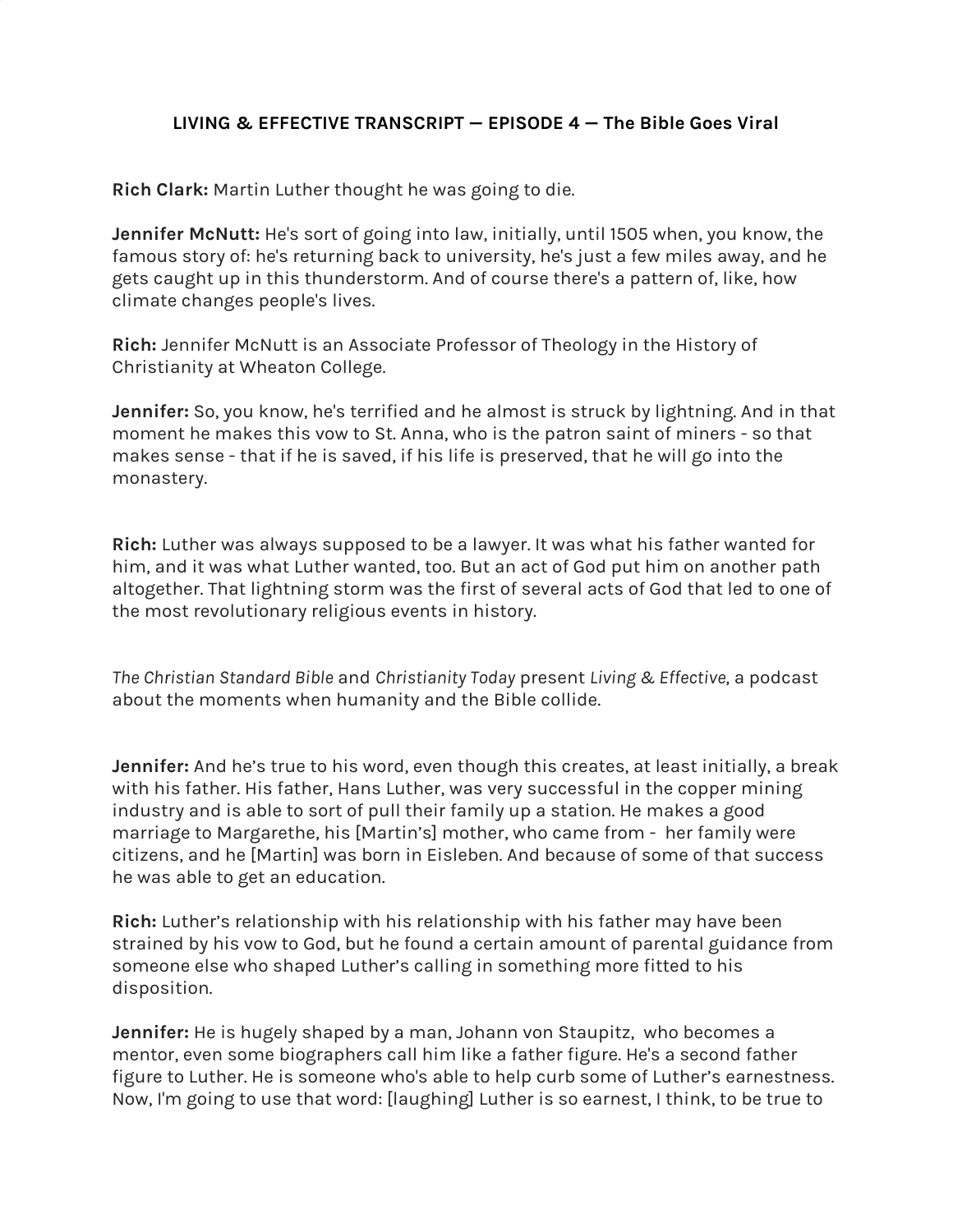# LIVING & EFFECTIVE TRANSCRIPT — EPISODE 4 — The Bible Goes Viral

**Rich Clark:** Martin Luther thought he was going to die.

**Jennifer McNutt:** He's sort of going into law, initially, until 1505 when, you know, the famous story of: he's returning back to university, he's just a few miles away, and he gets caught up in this thunderstorm. And of course there's a pattern of, like, how climate changes people's lives.

**Rich:** Jennifer McNutt is an Associate Professor of Theology in the History of Christianity at Wheaton College.

**Jennifer:** So, you know, he's terrified and he almost is struck by lightning. And in that moment he makes this vow to St. Anna, who is the patron saint of miners - so that makes sense - that if he is saved, if his life is preserved, that he will go into the monastery.

**Rich:** Luther was always supposed to be a lawyer. It was what his father wanted for him, and it was what Luther wanted, too. But an act of God put him on another path altogether. That lightning storm was the first of several acts of God that led to one of the most revolutionary religious events in history.

*The Christian Standard Bible* and *Christianity Today* present *Living & Effective*, a podcast about the moments when humanity and the Bible collide.

**Jennifer:** And he's true to his word, even though this creates, at least initially, a break with his father. His father, Hans Luther, was very successful in the copper mining industry and is able to sort of pull their family up a station. He makes a good marriage to Margarethe, his [Martin's] mother, who came from - her family were citizens, and he [Martin] was born in Eisleben. And because of some of that success he was able to get an education.

**Rich:** Luther's relationship with his relationship with his father may have been strained by his vow to God, but he found a certain amount of parental guidance from someone else who shaped Luther's calling in something more fitted to his disposition.

**Jennifer:** He is hugely shaped by a man, Johann von Staupitz, who becomes a mentor, even some biographers call him like a father figure. He's a second father figure to Luther. He is someone who's able to help curb some of Luther's earnestness. Now, I'm going to use that word: [laughing] Luther is so earnest, I think, to be true to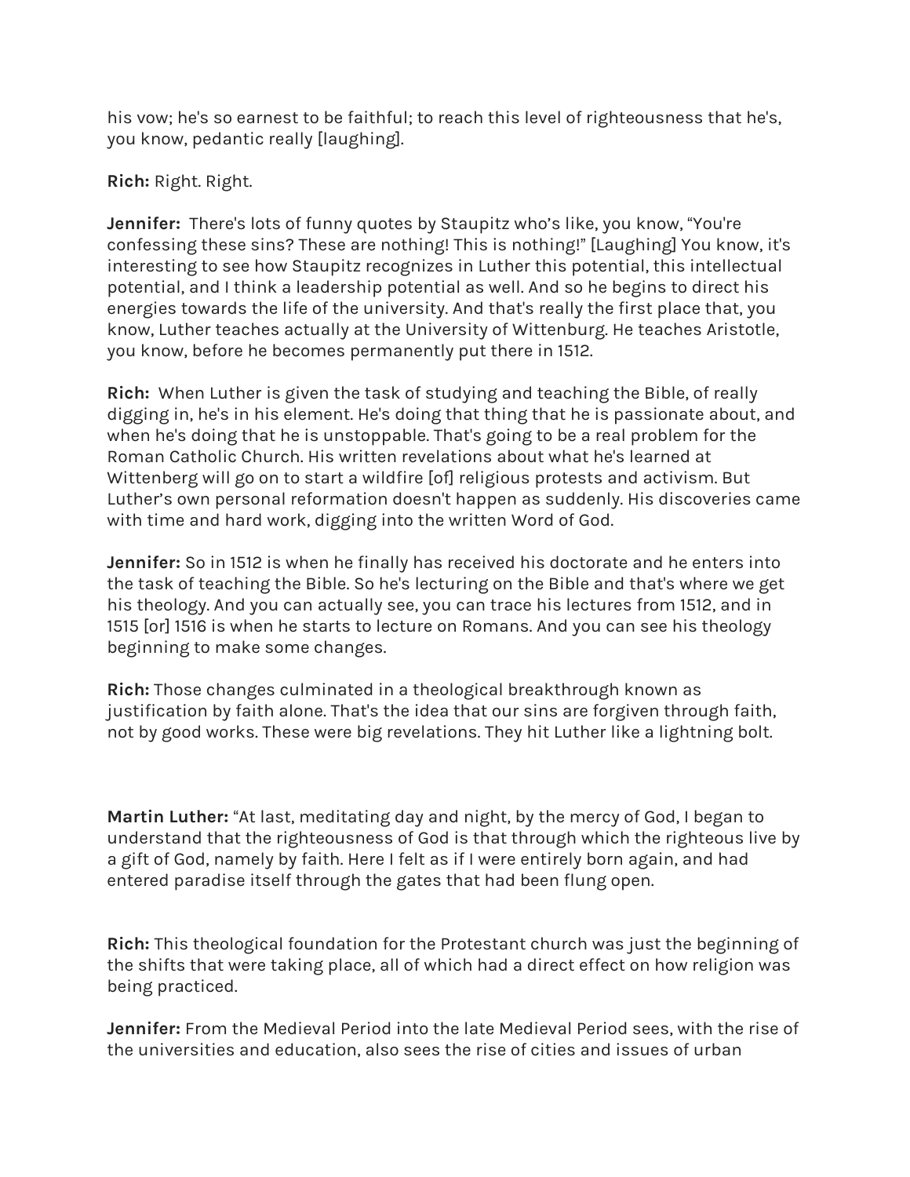his vow; he's so earnest to be faithful; to reach this level of righteousness that he's, you know, pedantic really [laughing].

**Rich:** Right. Right.

**Jennifer:** There's lots of funny quotes by Staupitz who's like, you know, "You're confessing these sins? These are nothing! This is nothing!" [Laughing] You know, it's interesting to see how Staupitz recognizes in Luther this potential, this intellectual potential, and I think a leadership potential as well. And so he begins to direct his energies towards the life of the university. And that's really the first place that, you know, Luther teaches actually at the University of Wittenburg. He teaches Aristotle, you know, before he becomes permanently put there in 1512.

**Rich:** When Luther is given the task of studying and teaching the Bible, of really digging in, he's in his element. He's doing that thing that he is passionate about, and when he's doing that he is unstoppable. That's going to be a real problem for the Roman Catholic Church. His written revelations about what he's learned at Wittenberg will go on to start a wildfire [of] religious protests and activism. But Luther's own personal reformation doesn't happen as suddenly. His discoveries came with time and hard work, digging into the written Word of God.

**Jennifer:** So in 1512 is when he finally has received his doctorate and he enters into the task of teaching the Bible. So he's lecturing on the Bible and that's where we get his theology. And you can actually see, you can trace his lectures from 1512, and in 1515 [or] 1516 is when he starts to lecture on Romans. And you can see his theology beginning to make some changes.

**Rich:** Those changes culminated in a theological breakthrough known as justification by faith alone. That's the idea that our sins are forgiven through faith, not by good works. These were big revelations. They hit Luther like a lightning bolt.

**Martin Luther:** "At last, meditating day and night, by the mercy of God, I began to understand that the righteousness of God is that through which the righteous live by a gift of God, namely by faith. Here I felt as if I were entirely born again, and had entered paradise itself through the gates that had been flung open.

**Rich:** This theological foundation for the Protestant church was just the beginning of the shifts that were taking place, all of which had a direct effect on how religion was being practiced.

**Jennifer:** From the Medieval Period into the late Medieval Period sees, with the rise of the universities and education, also sees the rise of cities and issues of urban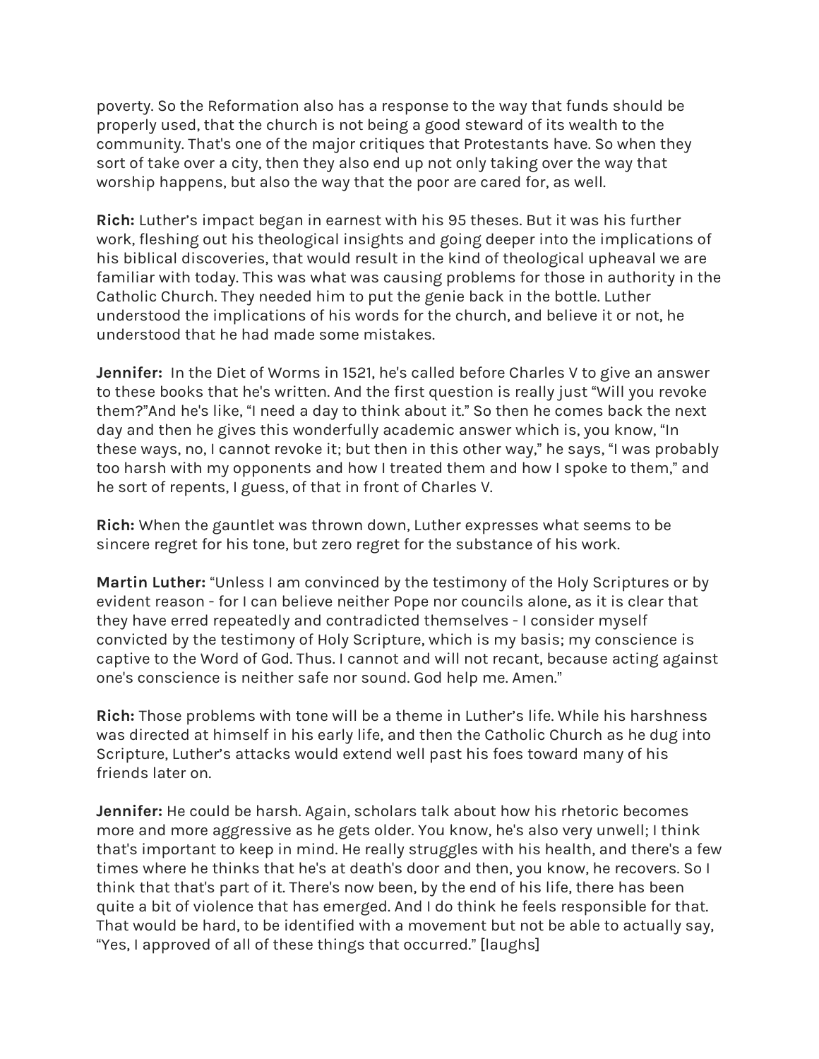poverty. So the Reformation also has a response to the way that funds should be properly used, that the church is not being a good steward of its wealth to the community. That's one of the major critiques that Protestants have. So when they sort of take over a city, then they also end up not only taking over the way that worship happens, but also the way that the poor are cared for, as well.

**Rich:** Luther's impact began in earnest with his 95 theses. But it was his further work, fleshing out his theological insights and going deeper into the implications of his biblical discoveries, that would result in the kind of theological upheaval we are familiar with today. This was what was causing problems for those in authority in the Catholic Church. They needed him to put the genie back in the bottle. Luther understood the implications of his words for the church, and believe it or not, he understood that he had made some mistakes.

**Jennifer:** In the Diet of Worms in 1521, he's called before Charles V to give an answer to these books that he's written. And the first question is really just "Will you revoke them?"And he's like, "I need a day to think about it." So then he comes back the next day and then he gives this wonderfully academic answer which is, you know, "In these ways, no, I cannot revoke it; but then in this other way," he says, "I was probably too harsh with my opponents and how I treated them and how I spoke to them," and he sort of repents, I guess, of that in front of Charles V.

**Rich:** When the gauntlet was thrown down, Luther expresses what seems to be sincere regret for his tone, but zero regret for the substance of his work.

**Martin Luther:** "Unless I am convinced by the testimony of the Holy Scriptures or by evident reason - for I can believe neither Pope nor councils alone, as it is clear that they have erred repeatedly and contradicted themselves - I consider myself convicted by the testimony of Holy Scripture, which is my basis; my conscience is captive to the Word of God. Thus. I cannot and will not recant, because acting against one's conscience is neither safe nor sound. God help me. Amen."

**Rich:** Those problems with tone will be a theme in Luther's life. While his harshness was directed at himself in his early life, and then the Catholic Church as he dug into Scripture, Luther's attacks would extend well past his foes toward many of his friends later on.

**Jennifer:** He could be harsh. Again, scholars talk about how his rhetoric becomes more and more aggressive as he gets older. You know, he's also very unwell; I think that's important to keep in mind. He really struggles with his health, and there's a few times where he thinks that he's at death's door and then, you know, he recovers. So I think that that's part of it. There's now been, by the end of his life, there has been quite a bit of violence that has emerged. And I do think he feels responsible for that. That would be hard, to be identified with a movement but not be able to actually say, "Yes, I approved of all of these things that occurred." [laughs]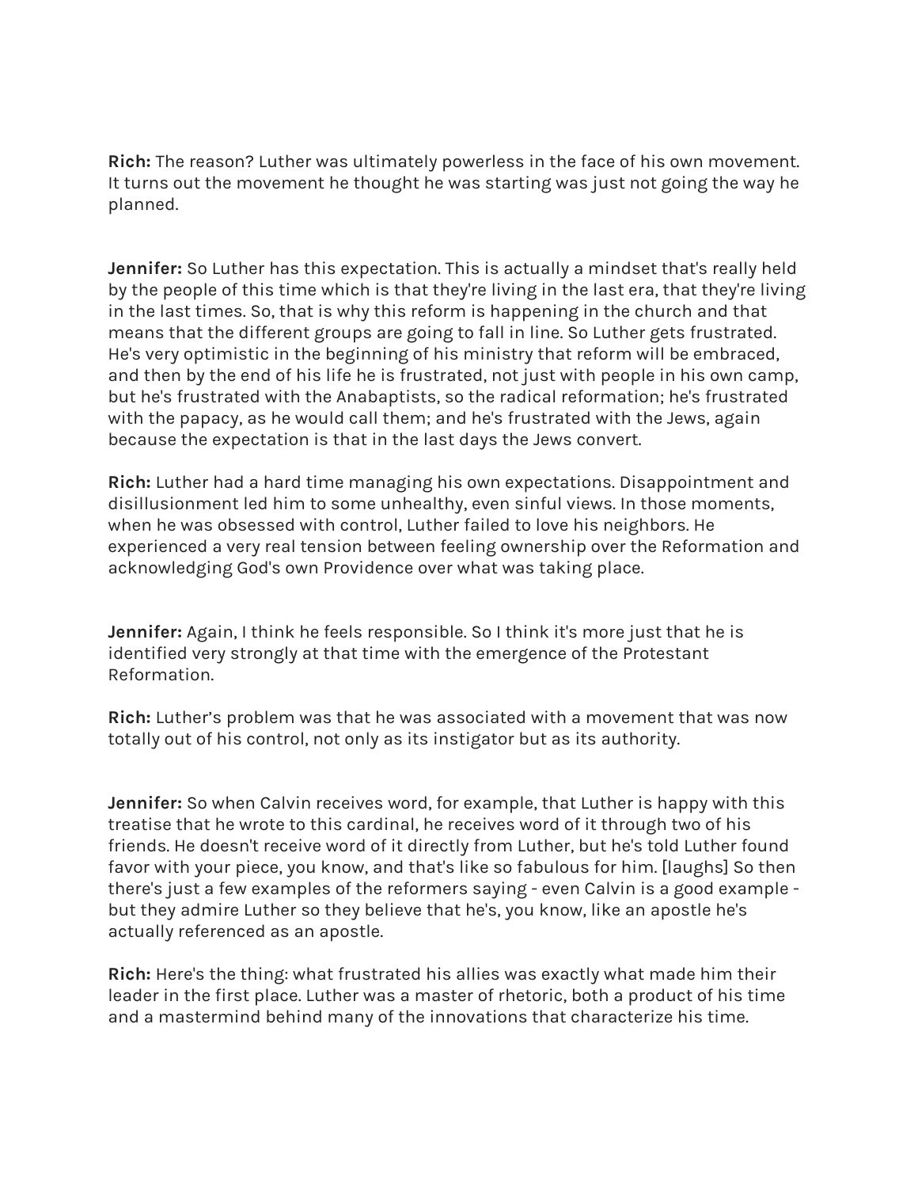**Rich:** The reason? Luther was ultimately powerless in the face of his own movement. It turns out the movement he thought he was starting was just not going the way he planned.

**Jennifer:** So Luther has this expectation. This is actually a mindset that's really held by the people of this time which is that they're living in the last era, that they're living in the last times. So, that is why this reform is happening in the church and that means that the different groups are going to fall in line. So Luther gets frustrated. He's very optimistic in the beginning of his ministry that reform will be embraced, and then by the end of his life he is frustrated, not just with people in his own camp, but he's frustrated with the Anabaptists, so the radical reformation; he's frustrated with the papacy, as he would call them; and he's frustrated with the Jews, again because the expectation is that in the last days the Jews convert.

**Rich:** Luther had a hard time managing his own expectations. Disappointment and disillusionment led him to some unhealthy, even sinful views. In those moments, when he was obsessed with control, Luther failed to love his neighbors. He experienced a very real tension between feeling ownership over the Reformation and acknowledging God's own Providence over what was taking place.

**Jennifer:** Again, I think he feels responsible. So I think it's more just that he is identified very strongly at that time with the emergence of the Protestant Reformation.

**Rich:** Luther's problem was that he was associated with a movement that was now totally out of his control, not only as its instigator but as its authority.

**Jennifer:** So when Calvin receives word, for example, that Luther is happy with this treatise that he wrote to this cardinal, he receives word of it through two of his friends. He doesn't receive word of it directly from Luther, but he's told Luther found favor with your piece, you know, and that's like so fabulous for him. [laughs] So then there's just a few examples of the reformers saying - even Calvin is a good example - but they admire Luther so they believe that he's, you know, like an apostle he's actually referenced as an apostle.

**Rich:** Here's the thing: what frustrated his allies was exactly what made him their leader in the first place. Luther was a master of rhetoric, both a product of his time and a mastermind behind many of the innovations that characterize his time.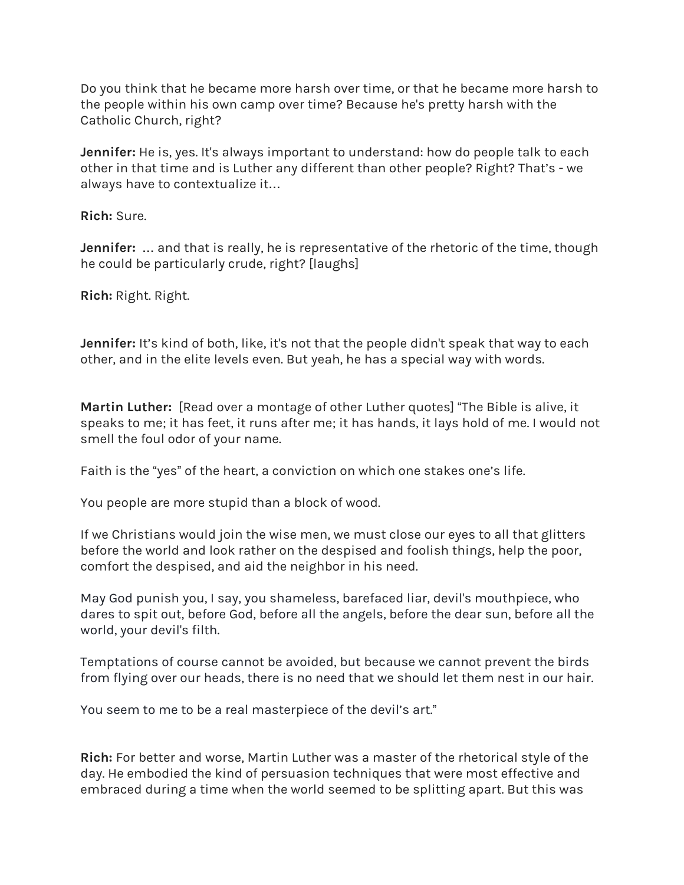Do you think that he became more harsh over time, or that he became more harsh to the people within his own camp over time? Because he's pretty harsh with the Catholic Church, right?

**Jennifer:** He is, yes. It's always important to understand: how do people talk to each other in that time and is Luther any different than other people? Right? That's - we always have to contextualize it…

**Rich:** Sure.

**Jennifer:** … and that is really, he is representative of the rhetoric of the time, though he could be particularly crude, right? [laughs]

**Rich:** Right. Right.

**Jennifer:** It's kind of both, like, it's not that the people didn't speak that way to each other, and in the elite levels even. But yeah, he has a special way with words.

**Martin Luther:** [Read over a montage of other Luther quotes] "The Bible is alive, it speaks to me; it has feet, it runs after me; it has hands, it lays hold of me. I would not smell the foul odor of your name.

Faith is the "yes" of the heart, a conviction on which one stakes one's life.

You people are more stupid than a block of wood.

If we Christians would join the wise men, we must close our eyes to all that glitters before the world and look rather on the despised and foolish things, help the poor, comfort the despised, and aid the neighbor in his need.

May God punish you, I say, you shameless, barefaced liar, devil's mouthpiece, who dares to spit out, before God, before all the angels, before the dear sun, before all the world, your devil's filth.

Temptations of course cannot be avoided, but because we cannot prevent the birds from flying over our heads, there is no need that we should let them nest in our hair.

You seem to me to be a real masterpiece of the devil's art."

**Rich:** For better and worse, Martin Luther was a master of the rhetorical style of the day. He embodied the kind of persuasion techniques that were most effective and embraced during a time when the world seemed to be splitting apart. But this was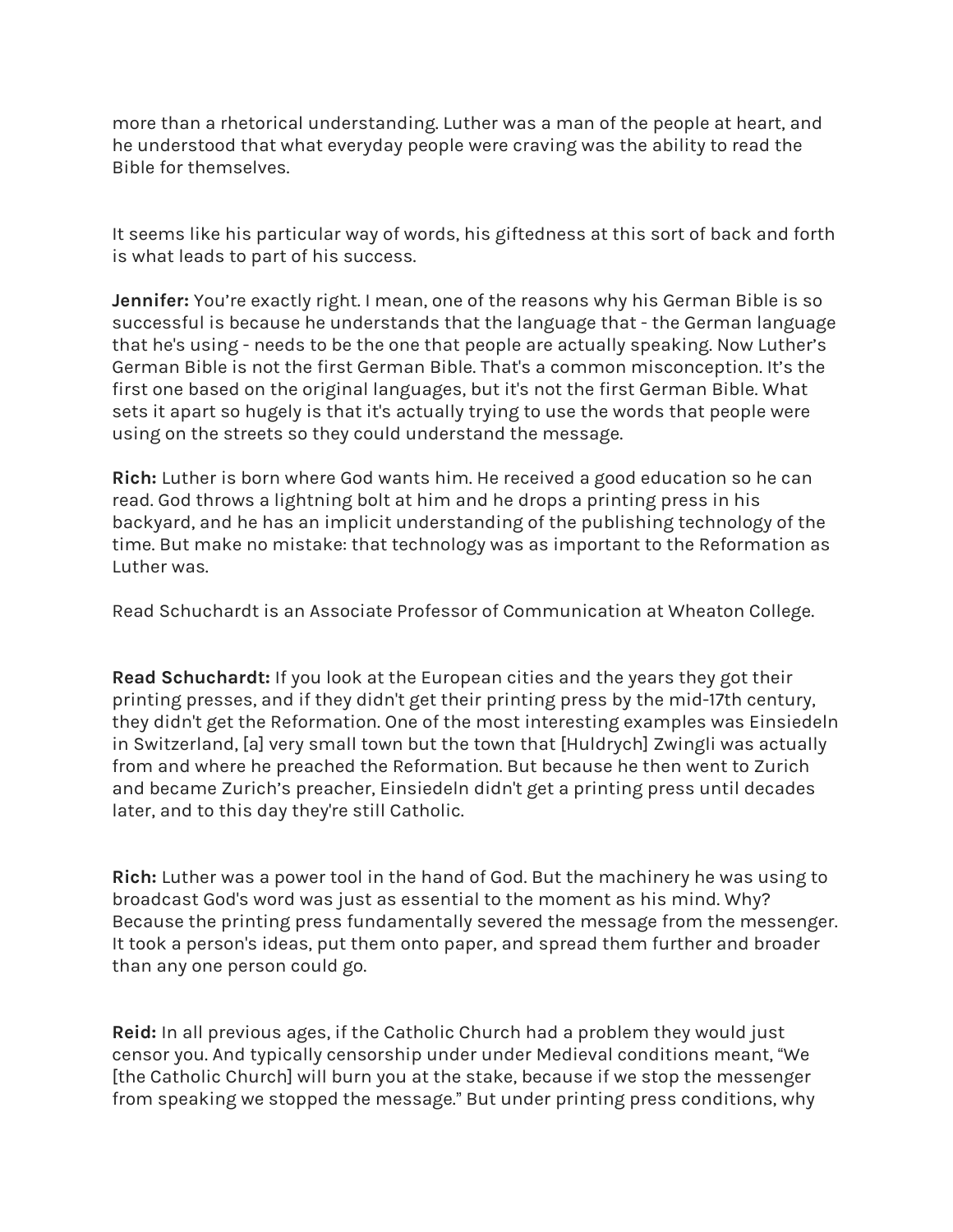more than a rhetorical understanding. Luther was a man of the people at heart, and he understood that what everyday people were craving was the ability to read the Bible for themselves.

It seems like his particular way of words, his giftedness at this sort of back and forth is what leads to part of his success.

**Jennifer:** You're exactly right. I mean, one of the reasons why his German Bible is so successful is because he understands that the language that - the German language that he's using - needs to be the one that people are actually speaking. Now Luther's German Bible is not the first German Bible. That's a common misconception. It's the first one based on the original languages, but it's not the first German Bible. What sets it apart so hugely is that it's actually trying to use the words that people were using on the streets so they could understand the message.

**Rich:** Luther is born where God wants him. He received a good education so he can read. God throws a lightning bolt at him and he drops a printing press in his backyard, and he has an implicit understanding of the publishing technology of the time. But make no mistake: that technology was as important to the Reformation as Luther was.

Read Schuchardt is an Associate Professor of Communication at Wheaton College.

**Read Schuchardt:** If you look at the European cities and the years they got their printing presses, and if they didn't get their printing press by the mid-17th century, they didn't get the Reformation. One of the most interesting examples was Einsiedeln in Switzerland, [a] very small town but the town that [Huldrych] Zwingli was actually from and where he preached the Reformation. But because he then went to Zurich and became Zurich's preacher, Einsiedeln didn't get a printing press until decades later, and to this day they're still Catholic.

**Rich:** Luther was a power tool in the hand of God. But the machinery he was using to broadcast God's word was just as essential to the moment as his mind. Why? Because the printing press fundamentally severed the message from the messenger. It took a person's ideas, put them onto paper, and spread them further and broader than any one person could go.

**Reid:** In all previous ages, if the Catholic Church had a problem they would just censor you. And typically censorship under under Medieval conditions meant, "We [the Catholic Church] will burn you at the stake, because if we stop the messenger from speaking we stopped the message." But under printing press conditions, why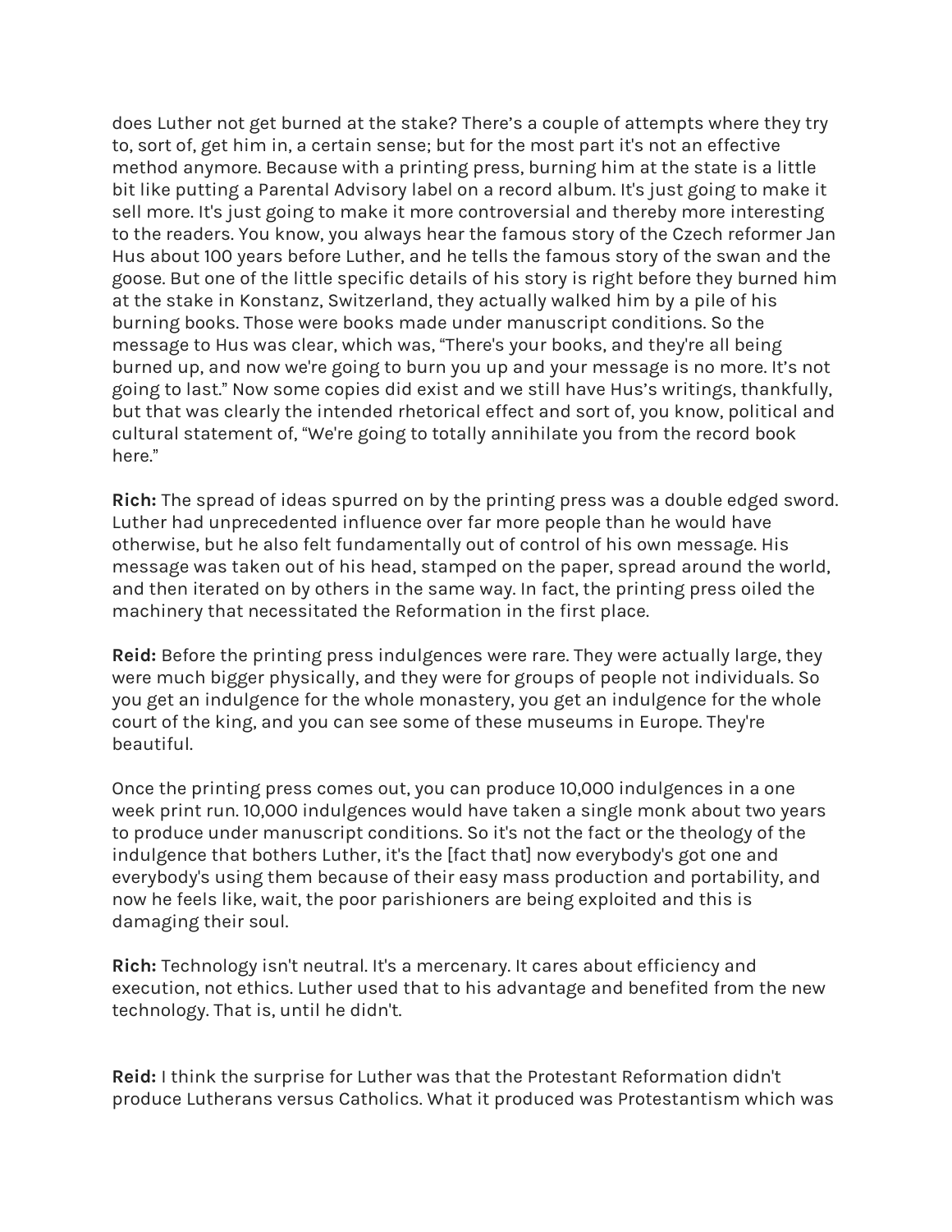does Luther not get burned at the stake? There's a couple of attempts where they try to, sort of, get him in, a certain sense; but for the most part it's not an effective method anymore. Because with a printing press, burning him at the state is a little bit like putting a Parental Advisory label on a record album. It's just going to make it sell more. It's just going to make it more controversial and thereby more interesting to the readers. You know, you always hear the famous story of the Czech reformer Jan Hus about 100 years before Luther, and he tells the famous story of the swan and the goose. But one of the little specific details of his story is right before they burned him at the stake in Konstanz, Switzerland, they actually walked him by a pile of his burning books. Those were books made under manuscript conditions. So the message to Hus was clear, which was, "There's your books, and they're all being burned up, and now we're going to burn you up and your message is no more. It's not going to last." Now some copies did exist and we still have Hus's writings, thankfully, but that was clearly the intended rhetorical effect and sort of, you know, political and cultural statement of, "We're going to totally annihilate you from the record book here."

**Rich:** The spread of ideas spurred on by the printing press was a double edged sword. Luther had unprecedented influence over far more people than he would have otherwise, but he also felt fundamentally out of control of his own message. His message was taken out of his head, stamped on the paper, spread around the world, and then iterated on by others in the same way. In fact, the printing press oiled the machinery that necessitated the Reformation in the first place.

**Reid:** Before the printing press indulgences were rare. They were actually large, they were much bigger physically, and they were for groups of people not individuals. So you get an indulgence for the whole monastery, you get an indulgence for the whole court of the king, and you can see some of these museums in Europe. They're beautiful.

Once the printing press comes out, you can produce 10,000 indulgences in a one week print run. 10,000 indulgences would have taken a single monk about two years to produce under manuscript conditions. So it's not the fact or the theology of the indulgence that bothers Luther, it's the [fact that] now everybody's got one and everybody's using them because of their easy mass production and portability, and now he feels like, wait, the poor parishioners are being exploited and this is damaging their soul.

**Rich:** Technology isn't neutral. It's a mercenary. It cares about efficiency and execution, not ethics. Luther used that to his advantage and benefited from the new technology. That is, until he didn't.

**Reid:** I think the surprise for Luther was that the Protestant Reformation didn't produce Lutherans versus Catholics. What it produced was Protestantism which was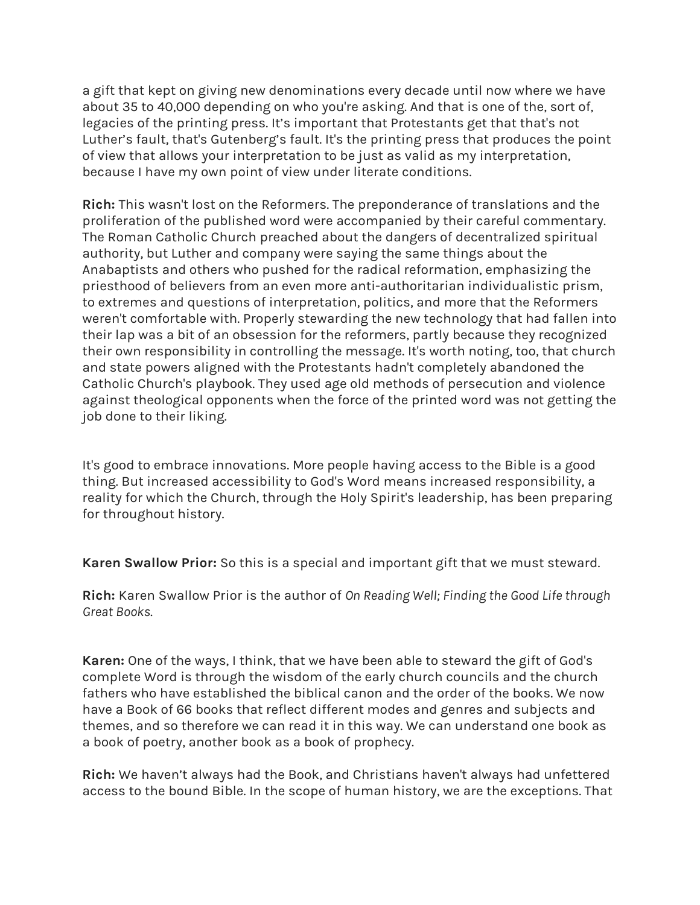a gift that kept on giving new denominations every decade until now where we have about 35 to 40,000 depending on who you're asking. And that is one of the, sort of, legacies of the printing press. It's important that Protestants get that that's not Luther's fault, that's Gutenberg's fault. It's the printing press that produces the point of view that allows your interpretation to be just as valid as my interpretation, because I have my own point of view under literate conditions.

**Rich:** This wasn't lost on the Reformers. The preponderance of translations and the proliferation of the published word were accompanied by their careful commentary. The Roman Catholic Church preached about the dangers of decentralized spiritual authority, but Luther and company were saying the same things about the Anabaptists and others who pushed for the radical reformation, emphasizing the priesthood of believers from an even more anti-authoritarian individualistic prism, to extremes and questions of interpretation, politics, and more that the Reformers weren't comfortable with. Properly stewarding the new technology that had fallen into their lap was a bit of an obsession for the reformers, partly because they recognized their own responsibility in controlling the message. It's worth noting, too, that church and state powers aligned with the Protestants hadn't completely abandoned the Catholic Church's playbook. They used age old methods of persecution and violence against theological opponents when the force of the printed word was not getting the job done to their liking.

It's good to embrace innovations. More people having access to the Bible is a good thing. But increased accessibility to God's Word means increased responsibility, a reality for which the Church, through the Holy Spirit's leadership, has been preparing for throughout history.

**Karen Swallow Prior:** So this is a special and important gift that we must steward.

**Rich:** Karen Swallow Prior is the author of *On Reading Well; Finding the Good Life through Great Books.*

**Karen:** One of the ways, I think, that we have been able to steward the gift of God's complete Word is through the wisdom of the early church councils and the church fathers who have established the biblical canon and the order of the books. We now have a Book of 66 books that reflect different modes and genres and subjects and themes, and so therefore we can read it in this way. We can understand one book as a book of poetry, another book as a book of prophecy.

**Rich:** We haven't always had the Book, and Christians haven't always had unfettered access to the bound Bible. In the scope of human history, we are the exceptions. That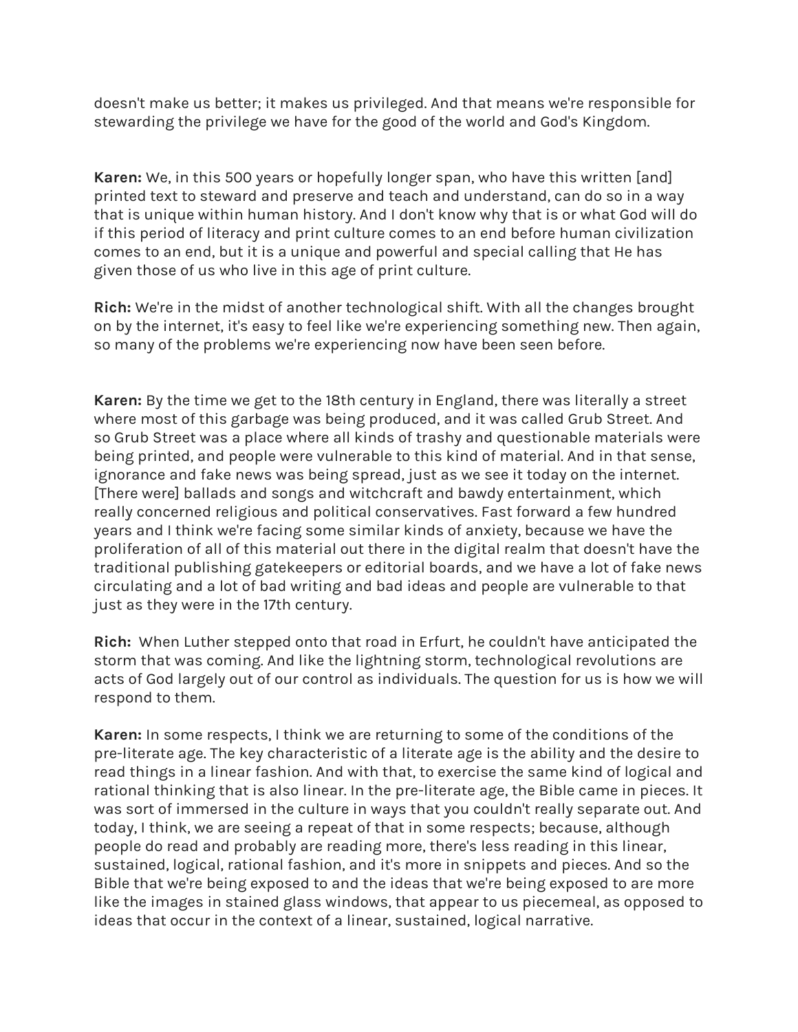doesn't make us better; it makes us privileged. And that means we're responsible for stewarding the privilege we have for the good of the world and God's Kingdom.

**Karen:** We, in this 500 years or hopefully longer span, who have this written [and] printed text to steward and preserve and teach and understand, can do so in a way that is unique within human history. And I don't know why that is or what God will do if this period of literacy and print culture comes to an end before human civilization comes to an end, but it is a unique and powerful and special calling that He has given those of us who live in this age of print culture.

**Rich:** We're in the midst of another technological shift. With all the changes brought on by the internet, it's easy to feel like we're experiencing something new. Then again, so many of the problems we're experiencing now have been seen before.

**Karen:** By the time we get to the 18th century in England, there was literally a street where most of this garbage was being produced, and it was called Grub Street. And so Grub Street was a place where all kinds of trashy and questionable materials were being printed, and people were vulnerable to this kind of material. And in that sense, ignorance and fake news was being spread, just as we see it today on the internet. [There were] ballads and songs and witchcraft and bawdy entertainment, which really concerned religious and political conservatives. Fast forward a few hundred years and I think we're facing some similar kinds of anxiety, because we have the proliferation of all of this material out there in the digital realm that doesn't have the traditional publishing gatekeepers or editorial boards, and we have a lot of fake news circulating and a lot of bad writing and bad ideas and people are vulnerable to that just as they were in the 17th century.

**Rich:** When Luther stepped onto that road in Erfurt, he couldn't have anticipated the storm that was coming. And like the lightning storm, technological revolutions are acts of God largely out of our control as individuals. The question for us is how we will respond to them.

**Karen:** In some respects, I think we are returning to some of the conditions of the pre-literate age. The key characteristic of a literate age is the ability and the desire to read things in a linear fashion. And with that, to exercise the same kind of logical and rational thinking that is also linear. In the pre-literate age, the Bible came in pieces. It was sort of immersed in the culture in ways that you couldn't really separate out. And today, I think, we are seeing a repeat of that in some respects; because, although people do read and probably are reading more, there's less reading in this linear, sustained, logical, rational fashion, and it's more in snippets and pieces. And so the Bible that we're being exposed to and the ideas that we're being exposed to are more like the images in stained glass windows, that appear to us piecemeal, as opposed to ideas that occur in the context of a linear, sustained, logical narrative.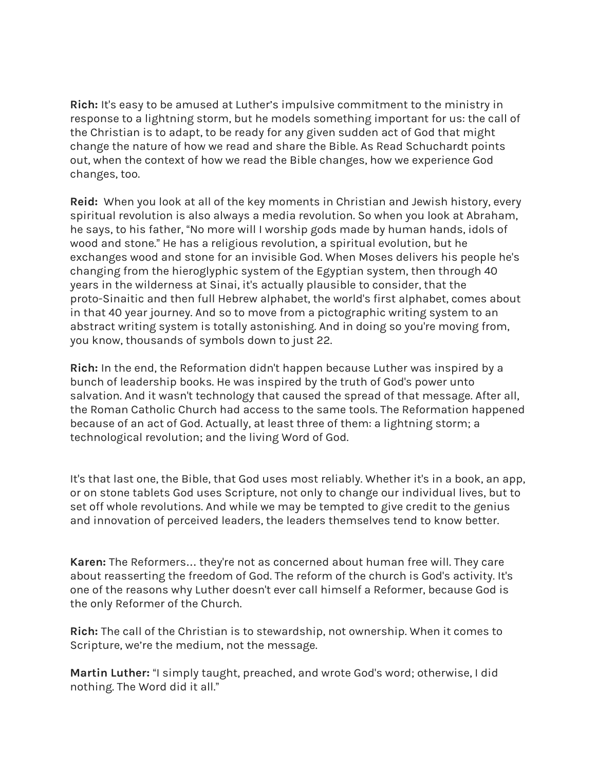**Rich:** It's easy to be amused at Luther's impulsive commitment to the ministry in response to a lightning storm, but he models something important for us: the call of the Christian is to adapt, to be ready for any given sudden act of God that might change the nature of how we read and share the Bible. As Read Schuchardt points out, when the context of how we read the Bible changes, how we experience God changes, too.

**Reid:** When you look at all of the key moments in Christian and Jewish history, every spiritual revolution is also always a media revolution. So when you look at Abraham, he says, to his father, "No more will I worship gods made by human hands, idols of wood and stone." He has a religious revolution, a spiritual evolution, but he exchanges wood and stone for an invisible God. When Moses delivers his people he's changing from the hieroglyphic system of the Egyptian system, then through 40 years in the wilderness at Sinai, it's actually plausible to consider, that the proto-Sinaitic and then full Hebrew alphabet, the world's first alphabet, comes about in that 40 year journey. And so to move from a pictographic writing system to an abstract writing system is totally astonishing. And in doing so you're moving from, you know, thousands of symbols down to just 22.

**Rich:** In the end, the Reformation didn't happen because Luther was inspired by a bunch of leadership books. He was inspired by the truth of God's power unto salvation. And it wasn't technology that caused the spread of that message. After all, the Roman Catholic Church had access to the same tools. The Reformation happened because of an act of God. Actually, at least three of them: a lightning storm; a technological revolution; and the living Word of God.

It's that last one, the Bible, that God uses most reliably. Whether it's in a book, an app, or on stone tablets God uses Scripture, not only to change our individual lives, but to set off whole revolutions. And while we may be tempted to give credit to the genius and innovation of perceived leaders, the leaders themselves tend to know better.

**Karen:** The Reformers… they're not as concerned about human free will. They care about reasserting the freedom of God. The reform of the church is God's activity. It's one of the reasons why Luther doesn't ever call himself a Reformer, because God is the only Reformer of the Church.

**Rich:** The call of the Christian is to stewardship, not ownership. When it comes to Scripture, we're the medium, not the message.

**Martin Luther:** "I simply taught, preached, and wrote God's word; otherwise, I did nothing. The Word did it all."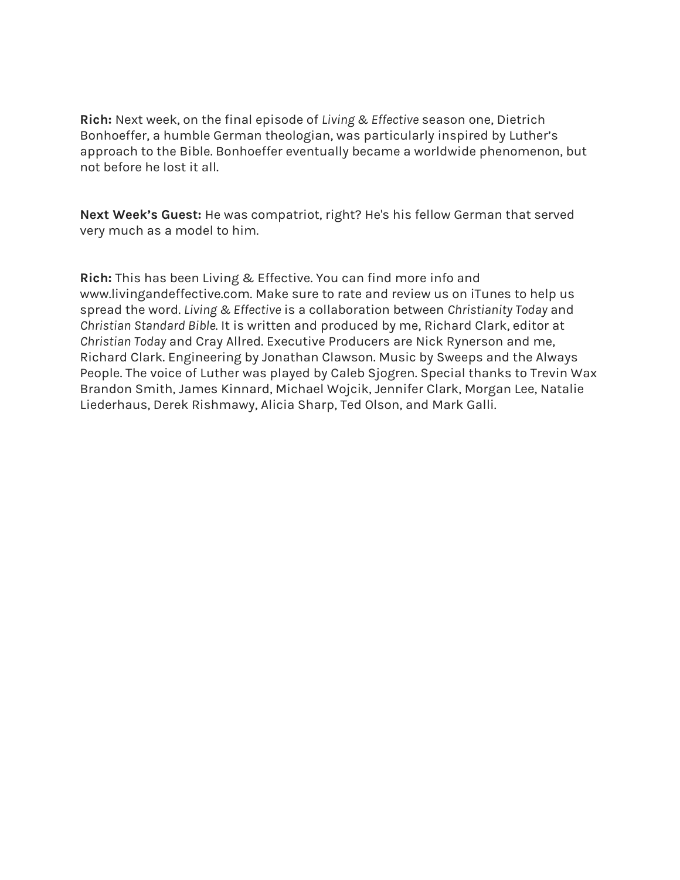**Rich:** Next week, on the final episode of *Living & Effective* season one, Dietrich Bonhoeffer, a humble German theologian, was particularly inspired by Luther's approach to the Bible. Bonhoeffer eventually became a worldwide phenomenon, but not before he lost it all.

**Next Week's Guest:** He was compatriot, right? He's his fellow German that served very much as a model to him.

**Rich:** This has been Living & Effective. You can find more info and www.livingandeffective.com. Make sure to rate and review us on iTunes to help us spread the word. *Living & Effective* is a collaboration between *Christianity Today* and *Christian Standard Bible*. It is written and produced by me, Richard Clark, editor at *Christian Today* and Cray Allred. Executive Producers are Nick Rynerson and me, Richard Clark. Engineering by Jonathan Clawson. Music by Sweeps and the Always People. The voice of Luther was played by Caleb Sjogren. Special thanks to Trevin Wax Brandon Smith, James Kinnard, Michael Wojcik, Jennifer Clark, Morgan Lee, Natalie Liederhaus, Derek Rishmawy, Alicia Sharp, Ted Olson, and Mark Galli.